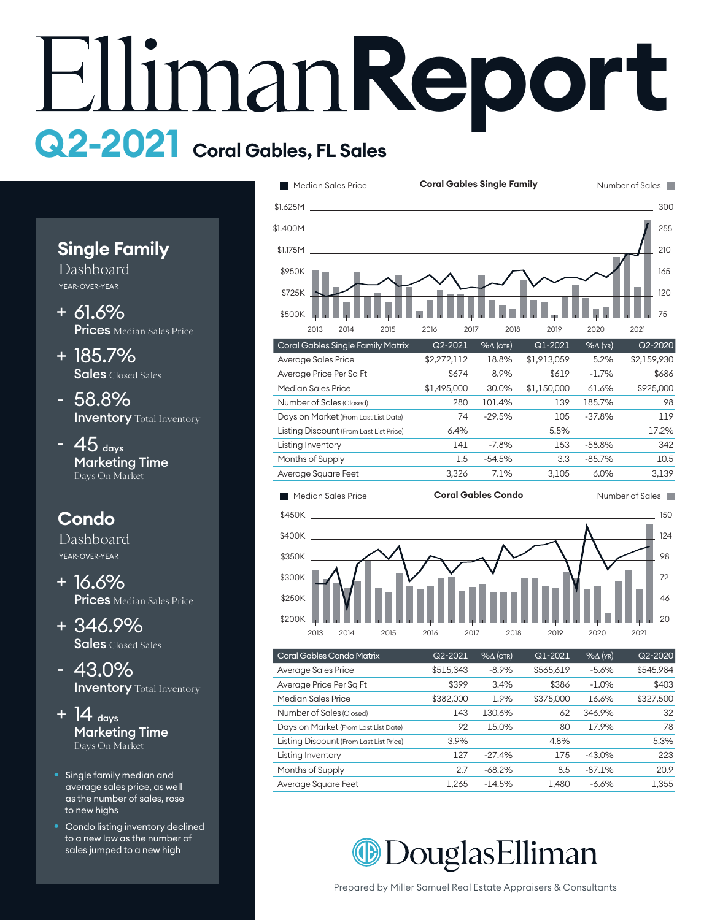# EllimanReport

## Q2-2021 Coral Gables, FL Sales

### Single Family
Dashboard
YEAR-OVER-YEAR

- **+ 61.6%** — **Prices** Median Sales Price
- **+ 185.7%** — **Sales** Closed Sales
- **- 58.8%** — **Inventory** Total Inventory
- **- 45 days** — **Marketing Time** Days On Market

### Condo
Dashboard
YEAR-OVER-YEAR

- **+ 16.6%** — **Prices** Median Sales Price
- **+ 346.9%** — **Sales** Closed Sales
- **- 43.0%** — **Inventory** Total Inventory
- **+ 14 days** — **Marketing Time** Days On Market

- Single family median and average sales price, as well as the number of sales, rose to new highs
- Condo listing inventory declined to a new low as the number of sales jumped to a new high

**Coral Gables Single Family** (Median Sales Price / Number of Sales)

| Coral Gables Single Family Matrix | Q2-2021 | %Δ (QTR) | Q1-2021 | %Δ (YR) | Q2-2020 |
|---|---|---|---|---|---|
| Average Sales Price | $2,272,112 | 18.8% | $1,913,059 | 5.2% | $2,159,930 |
| Average Price Per Sq Ft | $674 | 8.9% | $619 | -1.7% | $686 |
| Median Sales Price | $1,495,000 | 30.0% | $1,150,000 | 61.6% | $925,000 |
| Number of Sales (Closed) | 280 | 101.4% | 139 | 185.7% | 98 |
| Days on Market (From Last List Date) | 74 | -29.5% | 105 | -37.8% | 119 |
| Listing Discount (From Last List Price) | 6.4% | | 5.5% | | 17.2% |
| Listing Inventory | 141 | -7.8% | 153 | -58.8% | 342 |
| Months of Supply | 1.5 | -54.5% | 3.3 | -85.7% | 10.5 |
| Average Square Feet | 3,326 | 7.1% | 3,105 | 6.0% | 3,139 |

**Coral Gables Condo** (Median Sales Price / Number of Sales)

| Coral Gables Condo Matrix | Q2-2021 | %Δ (QTR) | Q1-2021 | %Δ (YR) | Q2-2020 |
|---|---|---|---|---|---|
| Average Sales Price | $515,343 | -8.9% | $565,619 | -5.6% | $545,984 |
| Average Price Per Sq Ft | $399 | 3.4% | $386 | -1.0% | $403 |
| Median Sales Price | $382,000 | 1.9% | $375,000 | 16.6% | $327,500 |
| Number of Sales (Closed) | 143 | 130.6% | 62 | 346.9% | 32 |
| Days on Market (From Last List Date) | 92 | 15.0% | 80 | 17.9% | 78 |
| Listing Discount (From Last List Price) | 3.9% | | 4.8% | | 5.3% |
| Listing Inventory | 127 | -27.4% | 175 | -43.0% | 223 |
| Months of Supply | 2.7 | -68.2% | 8.5 | -87.1% | 20.9 |
| Average Square Feet | 1,265 | -14.5% | 1,480 | -6.6% | 1,355 |

DouglasElliman

Prepared by Miller Samuel Real Estate Appraisers & Consultants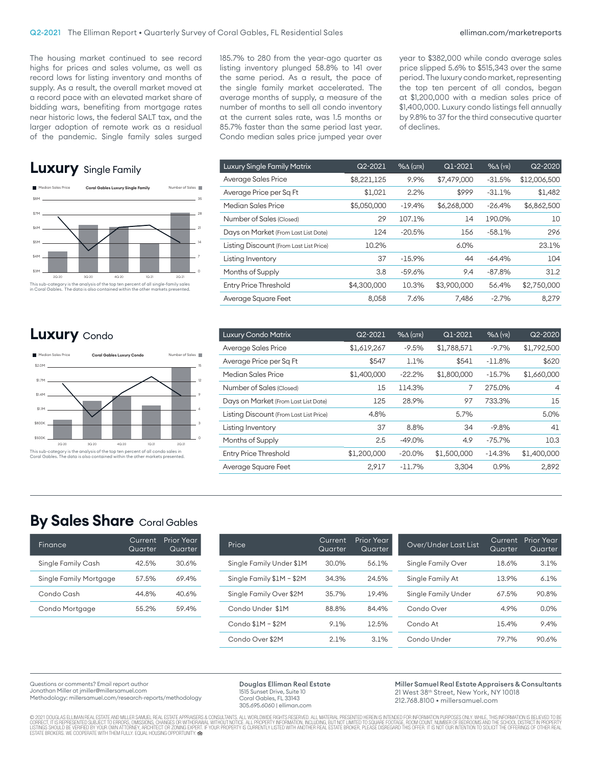The housing market continued to see record highs for prices and sales volume, as well as record lows for listing inventory and months of supply. As a result, the overall market moved at a record pace with an elevated market share of bidding wars, benefiting from mortgage rates near historic lows, the federal SALT tax, and the larger adoption of remote work as a residual of the pandemic. Single family sales surged 185.7% to 280 from the year-ago quarter as listing inventory plunged 58.8% to 141 over the same period. As a result, the pace of the single family market accelerated. The average months of supply, a measure of the number of months to sell all condo inventory at the current sales rate, was 1.5 months or 85.7% faster than the same period last year. Condo median sales price jumped year over year to $382,000 while condo average sales price slipped 5.6% to $515,343 over the same period. The luxury condo market, representing the top ten percent of all condos, began at $1,200,000 with a median sales price of $1,400,000. Luxury condo listings fell annually by 9.8% to 37 for the third consecutive quarter of declines.

## Luxury Single Family

Median Sales Price
Coral Gables Luxury Single Family
Number of Sales
$8M
$7M
$6M
$5M
$4M
$3M
35
28
21
14
7
0
2Q 20
3Q 20
4Q 20
1Q 21
2Q 21

This sub-category is the analysis of the top ten percent of all single-family sales in Coral Gables. The data is also contained within the other markets presented.

| Luxury Single Family Matrix | Q2-2021 | %Δ (QTR) | Q1-2021 | %Δ (YR) | Q2-2020 |
|---|---|---|---|---|---|
| Average Sales Price | $8,221,125 | 9.9% | $7,479,000 | -31.5% | $12,006,500 |
| Average Price per Sq Ft | $1,021 | 2.2% | $999 | -31.1% | $1,482 |
| Median Sales Price | $5,050,000 | -19.4% | $6,268,000 | -26.4% | $6,862,500 |
| Number of Sales (Closed) | 29 | 107.1% | 14 | 190.0% | 10 |
| Days on Market (From Last List Date) | 124 | -20.5% | 156 | -58.1% | 296 |
| Listing Discount (From Last List Price) | 10.2% | | 6.0% | | 23.1% |
| Listing Inventory | 37 | -15.9% | 44 | -64.4% | 104 |
| Months of Supply | 3.8 | -59.6% | 9.4 | -87.8% | 31.2 |
| Entry Price Threshold | $4,300,000 | 10.3% | $3,900,000 | 56.4% | $2,750,000 |
| Average Square Feet | 8,058 | 7.6% | 7,486 | -2.7% | 8,279 |

## Luxury Condo

Median Sales Price
Coral Gables Luxury Condo
Number of Sales
$2.0M
$1.7M
$1.4M
$1.1M
$800K
$500K
15
12
9
6
3
0
2Q 20
3Q 20
4Q 20
1Q 21
2Q 21

This sub-category is the analysis of the top ten percent of all condo sales in Coral Gables. The data is also contained within the other markets presented.

| Luxury Condo Matrix | Q2-2021 | %Δ (QTR) | Q1-2021 | %Δ (YR) | Q2-2020 |
|---|---|---|---|---|---|
| Average Sales Price | $1,619,267 | -9.5% | $1,788,571 | -9.7% | $1,792,500 |
| Average Price per Sq Ft | $547 | 1.1% | $541 | -11.8% | $620 |
| Median Sales Price | $1,400,000 | -22.2% | $1,800,000 | -15.7% | $1,660,000 |
| Number of Sales (Closed) | 15 | 114.3% | 7 | 275.0% | 4 |
| Days on Market (From Last List Date) | 125 | 28.9% | 97 | 733.3% | 15 |
| Listing Discount (From Last List Price) | 4.8% | | 5.7% | | 5.0% |
| Listing Inventory | 37 | 8.8% | 34 | -9.8% | 41 |
| Months of Supply | 2.5 | -49.0% | 4.9 | -75.7% | 10.3 |
| Entry Price Threshold | $1,200,000 | -20.0% | $1,500,000 | -14.3% | $1,400,000 |
| Average Square Feet | 2,917 | -11.7% | 3,304 | 0.9% | 2,892 |

## By Sales Share Coral Gables

| Finance | Current Quarter | Prior Year Quarter |
|---|---|---|
| Single Family Cash | 42.5% | 30.6% |
| Single Family Mortgage | 57.5% | 69.4% |
| Condo Cash | 44.8% | 40.6% |
| Condo Mortgage | 55.2% | 59.4% |

| Price | Current Quarter | Prior Year Quarter |
|---|---|---|
| Single Family Under $1M | 30.0% | 56.1% |
| Single Family $1M – $2M | 34.3% | 24.5% |
| Single Family Over $2M | 35.7% | 19.4% |
| Condo Under $1M | 88.8% | 84.4% |
| Condo $1M – $2M | 9.1% | 12.5% |
| Condo Over $2M | 2.1% | 3.1% |

| Over/Under Last List | Current Quarter | Prior Year Quarter |
|---|---|---|
| Single Family Over | 18.6% | 3.1% |
| Single Family At | 13.9% | 6.1% |
| Single Family Under | 67.5% | 90.8% |
| Condo Over | 4.9% | 0.0% |
| Condo At | 15.4% | 9.4% |
| Condo Under | 79.7% | 90.6% |

Questions or comments? Email report author Jonathan Miller at jmiller@millersamuel.com
Methodology: millersamuel.com/research-reports/methodology

**Douglas Elliman Real Estate**
1515 Sunset Drive, Suite 10
Coral Gables, FL 33143
305.695.6060 | elliman.com

**Miller Samuel Real Estate Appraisers & Consultants**
21 West 38th Street, New York, NY 10018
212.768.8100 • millersamuel.com

© 2021 DOUGLAS ELLIMAN REAL ESTATE AND MILLER SAMUEL REAL ESTATE APPRAISERS & CONSULTANTS. ALL WORLDWIDE RIGHTS RESERVED. ALL MATERIAL PRESENTED HEREIN IS INTENDED FOR INFORMATION PURPOSES ONLY. WHILE, THIS INFORMATION IS BELIEVED TO BE CORRECT, IT IS REPRESENTED SUBJECT TO ERRORS, OMISSIONS, CHANGES OR WITHDRAWAL WITHOUT NOTICE. ALL PROPERTY INFORMATION, INCLUDING, BUT NOT LIMITED TO SQUARE FOOTAGE, ROOM COUNT, NUMBER OF BEDROOMS AND THE SCHOOL DISTRICT IN PROPERTY LISTINGS SHOULD BE VERIFIED BY YOUR OWN ATTORNEY, ARCHITECT OR ZONING EXPERT. IF YOUR PROPERTY IS CURRENTLY LISTED WITH ANOTHER REAL ESTATE BROKER, PLEASE DISREGARD THIS OFFER. IT IS NOT OUR INTENTION TO SOLICIT THE OFFERINGS OF OTHER REAL ESTATE BROKERS. WE COOPERATE WITH THEM FULLY. EQUAL HOUSING OPPORTUNITY.